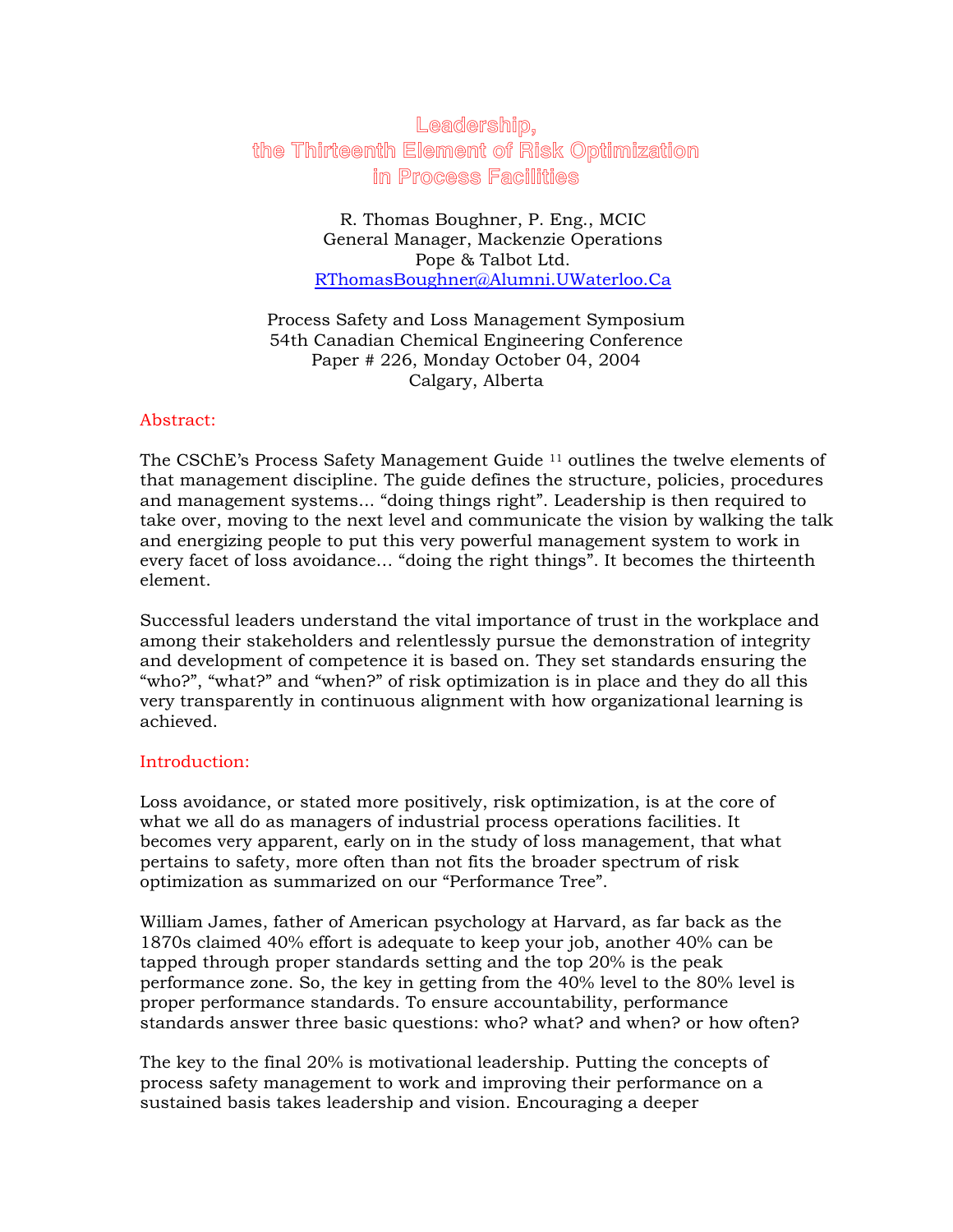# Leadership, the Thirteenth Element of Risk Optimization in Process Facilities

R. Thomas Boughner, P. Eng., MCIC
General Manager, Mackenzie Operations
Pope & Talbot Ltd.
RThomasBoughner@Alumni.UWaterloo.Ca

Process Safety and Loss Management Symposium
54th Canadian Chemical Engineering Conference
Paper # 226, Monday October 04, 2004
Calgary, Alberta

## Abstract:

The CSChE's Process Safety Management Guide [11] outlines the twelve elements of that management discipline. The guide defines the structure, policies, procedures and management systems… "doing things right". Leadership is then required to take over, moving to the next level and communicate the vision by walking the talk and energizing people to put this very powerful management system to work in every facet of loss avoidance… "doing the right things". It becomes the thirteenth element.

Successful leaders understand the vital importance of trust in the workplace and among their stakeholders and relentlessly pursue the demonstration of integrity and development of competence it is based on. They set standards ensuring the "who?", "what?" and "when?" of risk optimization is in place and they do all this very transparently in continuous alignment with how organizational learning is achieved.

## Introduction:

Loss avoidance, or stated more positively, risk optimization, is at the core of what we all do as managers of industrial process operations facilities. It becomes very apparent, early on in the study of loss management, that what pertains to safety, more often than not fits the broader spectrum of risk optimization as summarized on our "Performance Tree".

William James, father of American psychology at Harvard, as far back as the 1870s claimed 40% effort is adequate to keep your job, another 40% can be tapped through proper standards setting and the top 20% is the peak performance zone. So, the key in getting from the 40% level to the 80% level is proper performance standards. To ensure accountability, performance standards answer three basic questions: who? what? and when? or how often?

The key to the final 20% is motivational leadership. Putting the concepts of process safety management to work and improving their performance on a sustained basis takes leadership and vision. Encouraging a deeper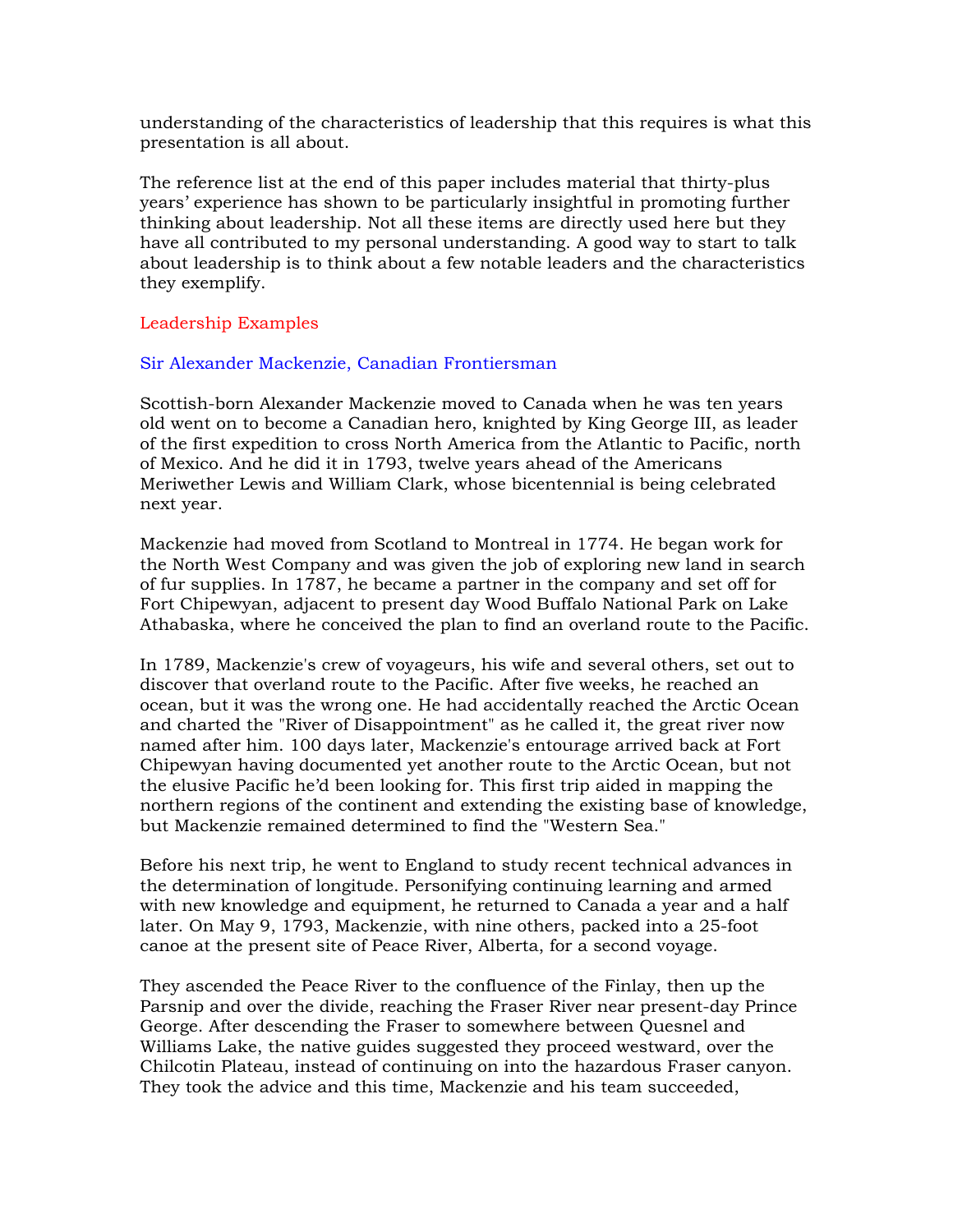understanding of the characteristics of leadership that this requires is what this presentation is all about.

The reference list at the end of this paper includes material that thirty-plus years' experience has shown to be particularly insightful in promoting further thinking about leadership. Not all these items are directly used here but they have all contributed to my personal understanding. A good way to start to talk about leadership is to think about a few notable leaders and the characteristics they exemplify.

## Leadership Examples

### Sir Alexander Mackenzie, Canadian Frontiersman

Scottish-born Alexander Mackenzie moved to Canada when he was ten years old went on to become a Canadian hero, knighted by King George III, as leader of the first expedition to cross North America from the Atlantic to Pacific, north of Mexico. And he did it in 1793, twelve years ahead of the Americans Meriwether Lewis and William Clark, whose bicentennial is being celebrated next year.

Mackenzie had moved from Scotland to Montreal in 1774. He began work for the North West Company and was given the job of exploring new land in search of fur supplies. In 1787, he became a partner in the company and set off for Fort Chipewyan, adjacent to present day Wood Buffalo National Park on Lake Athabaska, where he conceived the plan to find an overland route to the Pacific.

In 1789, Mackenzie's crew of voyageurs, his wife and several others, set out to discover that overland route to the Pacific. After five weeks, he reached an ocean, but it was the wrong one. He had accidentally reached the Arctic Ocean and charted the "River of Disappointment" as he called it, the great river now named after him. 100 days later, Mackenzie's entourage arrived back at Fort Chipewyan having documented yet another route to the Arctic Ocean, but not the elusive Pacific he'd been looking for. This first trip aided in mapping the northern regions of the continent and extending the existing base of knowledge, but Mackenzie remained determined to find the "Western Sea."

Before his next trip, he went to England to study recent technical advances in the determination of longitude. Personifying continuing learning and armed with new knowledge and equipment, he returned to Canada a year and a half later. On May 9, 1793, Mackenzie, with nine others, packed into a 25-foot canoe at the present site of Peace River, Alberta, for a second voyage.

They ascended the Peace River to the confluence of the Finlay, then up the Parsnip and over the divide, reaching the Fraser River near present-day Prince George. After descending the Fraser to somewhere between Quesnel and Williams Lake, the native guides suggested they proceed westward, over the Chilcotin Plateau, instead of continuing on into the hazardous Fraser canyon. They took the advice and this time, Mackenzie and his team succeeded,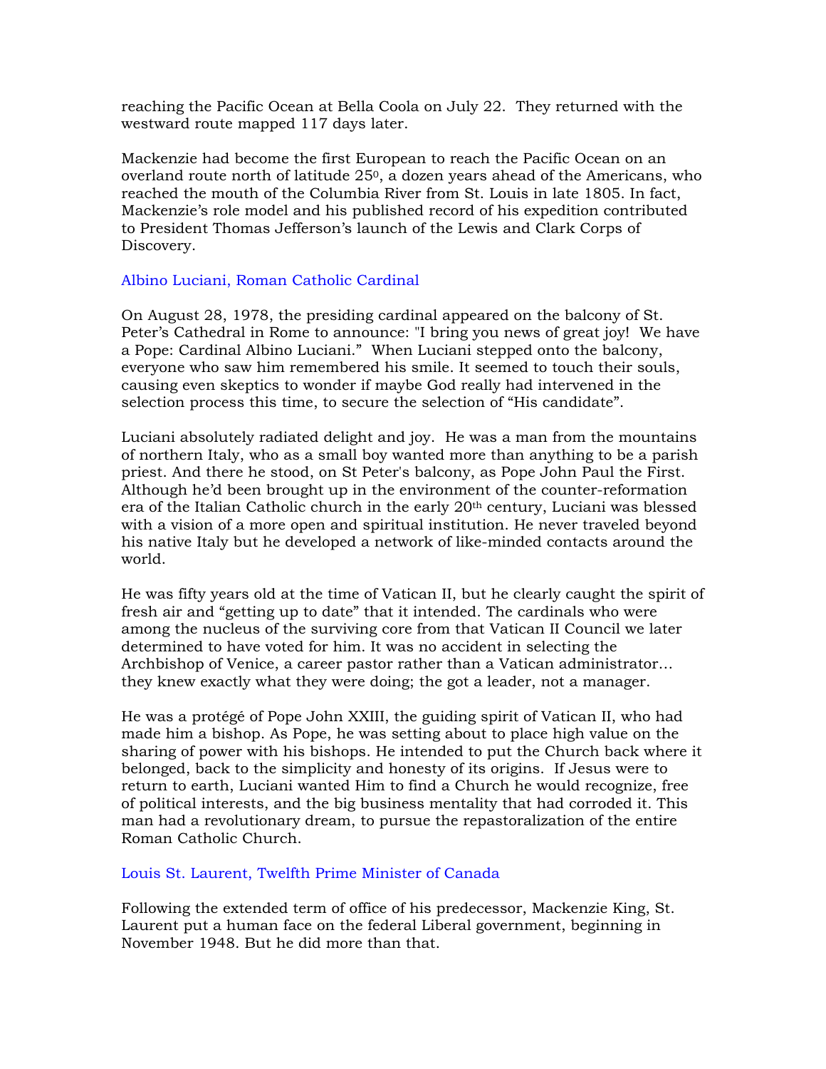reaching the Pacific Ocean at Bella Coola on July 22. They returned with the westward route mapped 117 days later.

Mackenzie had become the first European to reach the Pacific Ocean on an overland route north of latitude 25$^{0}$, a dozen years ahead of the Americans, who reached the mouth of the Columbia River from St. Louis in late 1805. In fact, Mackenzie's role model and his published record of his expedition contributed to President Thomas Jefferson's launch of the Lewis and Clark Corps of Discovery.

## Albino Luciani, Roman Catholic Cardinal

On August 28, 1978, the presiding cardinal appeared on the balcony of St. Peter's Cathedral in Rome to announce: "I bring you news of great joy! We have a Pope: Cardinal Albino Luciani." When Luciani stepped onto the balcony, everyone who saw him remembered his smile. It seemed to touch their souls, causing even skeptics to wonder if maybe God really had intervened in the selection process this time, to secure the selection of "His candidate".

Luciani absolutely radiated delight and joy. He was a man from the mountains of northern Italy, who as a small boy wanted more than anything to be a parish priest. And there he stood, on St Peter's balcony, as Pope John Paul the First. Although he'd been brought up in the environment of the counter-reformation era of the Italian Catholic church in the early 20$^{th}$ century, Luciani was blessed with a vision of a more open and spiritual institution. He never traveled beyond his native Italy but he developed a network of like-minded contacts around the world.

He was fifty years old at the time of Vatican II, but he clearly caught the spirit of fresh air and "getting up to date" that it intended. The cardinals who were among the nucleus of the surviving core from that Vatican II Council we later determined to have voted for him. It was no accident in selecting the Archbishop of Venice, a career pastor rather than a Vatican administrator… they knew exactly what they were doing; the got a leader, not a manager.

He was a protégé of Pope John XXIII, the guiding spirit of Vatican II, who had made him a bishop. As Pope, he was setting about to place high value on the sharing of power with his bishops. He intended to put the Church back where it belonged, back to the simplicity and honesty of its origins. If Jesus were to return to earth, Luciani wanted Him to find a Church he would recognize, free of political interests, and the big business mentality that had corroded it. This man had a revolutionary dream, to pursue the repastoralization of the entire Roman Catholic Church.

## Louis St. Laurent, Twelfth Prime Minister of Canada

Following the extended term of office of his predecessor, Mackenzie King, St. Laurent put a human face on the federal Liberal government, beginning in November 1948. But he did more than that.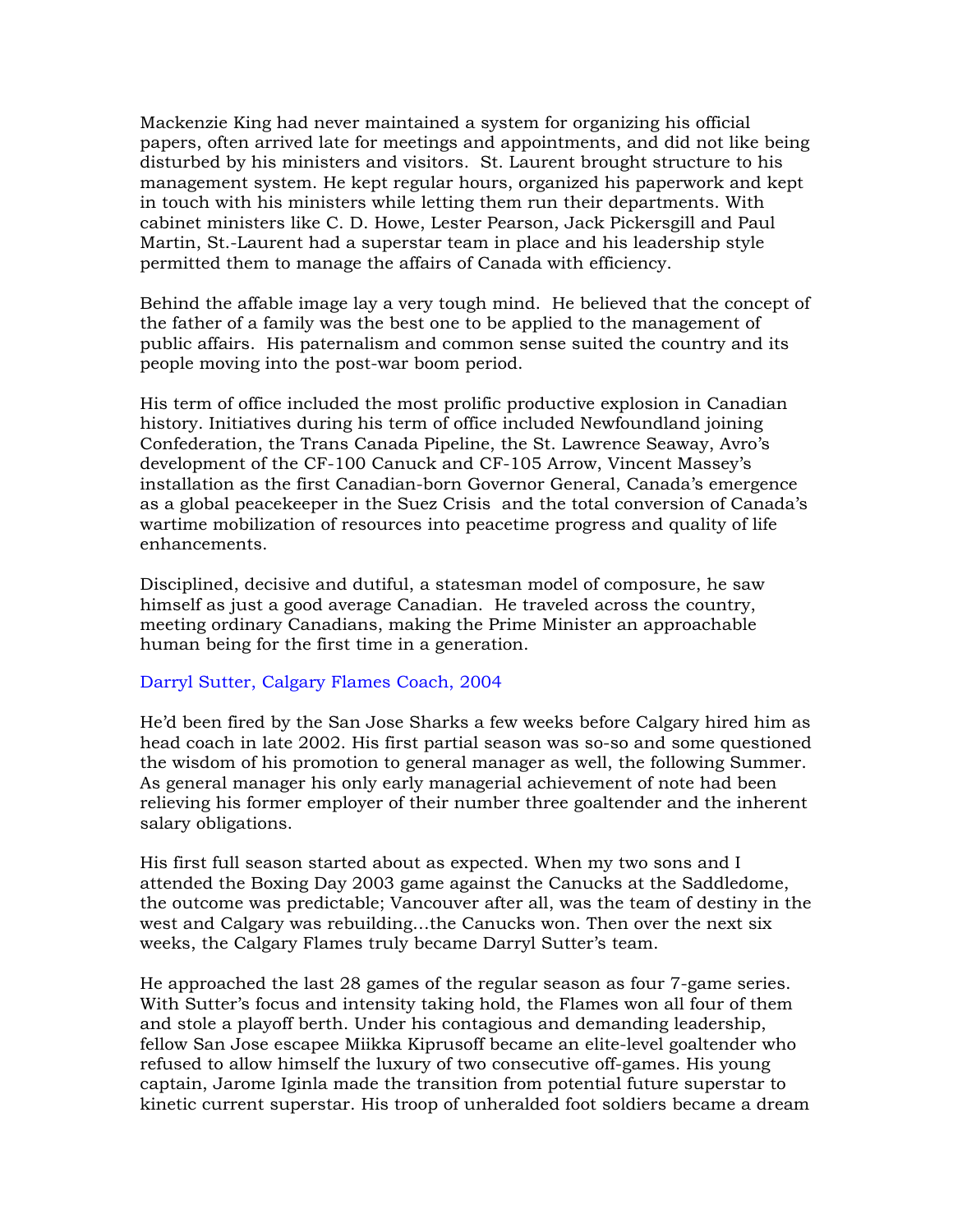Mackenzie King had never maintained a system for organizing his official papers, often arrived late for meetings and appointments, and did not like being disturbed by his ministers and visitors. St. Laurent brought structure to his management system. He kept regular hours, organized his paperwork and kept in touch with his ministers while letting them run their departments. With cabinet ministers like C. D. Howe, Lester Pearson, Jack Pickersgill and Paul Martin, St.-Laurent had a superstar team in place and his leadership style permitted them to manage the affairs of Canada with efficiency.

Behind the affable image lay a very tough mind. He believed that the concept of the father of a family was the best one to be applied to the management of public affairs. His paternalism and common sense suited the country and its people moving into the post-war boom period.

His term of office included the most prolific productive explosion in Canadian history. Initiatives during his term of office included Newfoundland joining Confederation, the Trans Canada Pipeline, the St. Lawrence Seaway, Avro's development of the CF-100 Canuck and CF-105 Arrow, Vincent Massey's installation as the first Canadian-born Governor General, Canada's emergence as a global peacekeeper in the Suez Crisis and the total conversion of Canada's wartime mobilization of resources into peacetime progress and quality of life enhancements.

Disciplined, decisive and dutiful, a statesman model of composure, he saw himself as just a good average Canadian. He traveled across the country, meeting ordinary Canadians, making the Prime Minister an approachable human being for the first time in a generation.

### Darryl Sutter, Calgary Flames Coach, 2004

He'd been fired by the San Jose Sharks a few weeks before Calgary hired him as head coach in late 2002. His first partial season was so-so and some questioned the wisdom of his promotion to general manager as well, the following Summer. As general manager his only early managerial achievement of note had been relieving his former employer of their number three goaltender and the inherent salary obligations.

His first full season started about as expected. When my two sons and I attended the Boxing Day 2003 game against the Canucks at the Saddledome, the outcome was predictable; Vancouver after all, was the team of destiny in the west and Calgary was rebuilding…the Canucks won. Then over the next six weeks, the Calgary Flames truly became Darryl Sutter's team.

He approached the last 28 games of the regular season as four 7-game series. With Sutter's focus and intensity taking hold, the Flames won all four of them and stole a playoff berth. Under his contagious and demanding leadership, fellow San Jose escapee Miikka Kiprusoff became an elite-level goaltender who refused to allow himself the luxury of two consecutive off-games. His young captain, Jarome Iginla made the transition from potential future superstar to kinetic current superstar. His troop of unheralded foot soldiers became a dream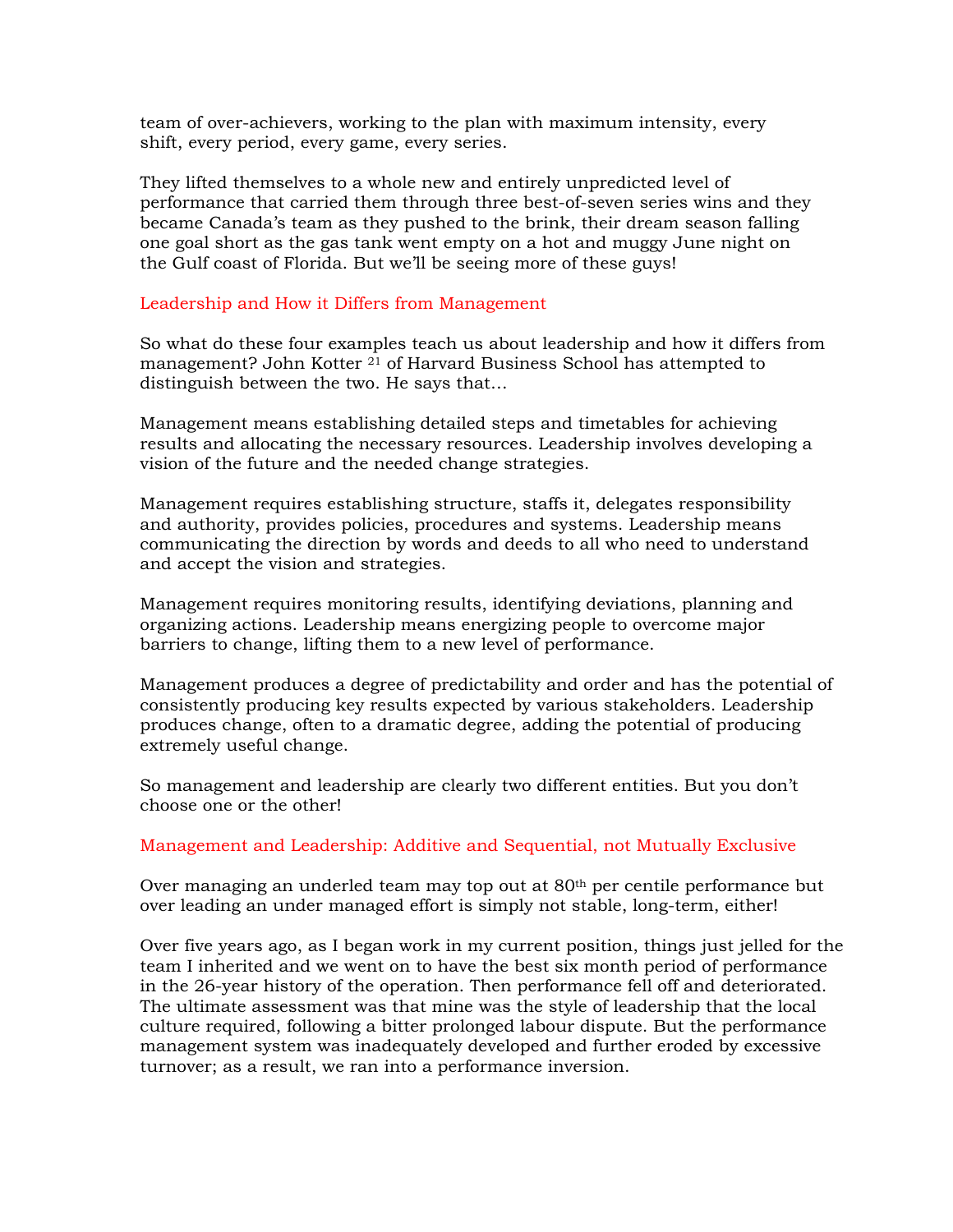team of over-achievers, working to the plan with maximum intensity, every shift, every period, every game, every series.

They lifted themselves to a whole new and entirely unpredicted level of performance that carried them through three best-of-seven series wins and they became Canada's team as they pushed to the brink, their dream season falling one goal short as the gas tank went empty on a hot and muggy June night on the Gulf coast of Florida. But we'll be seeing more of these guys!

## Leadership and How it Differs from Management

So what do these four examples teach us about leadership and how it differs from management? John Kotter [21] of Harvard Business School has attempted to distinguish between the two. He says that…

Management means establishing detailed steps and timetables for achieving results and allocating the necessary resources. Leadership involves developing a vision of the future and the needed change strategies.

Management requires establishing structure, staffs it, delegates responsibility and authority, provides policies, procedures and systems. Leadership means communicating the direction by words and deeds to all who need to understand and accept the vision and strategies.

Management requires monitoring results, identifying deviations, planning and organizing actions. Leadership means energizing people to overcome major barriers to change, lifting them to a new level of performance.

Management produces a degree of predictability and order and has the potential of consistently producing key results expected by various stakeholders. Leadership produces change, often to a dramatic degree, adding the potential of producing extremely useful change.

So management and leadership are clearly two different entities. But you don't choose one or the other!

## Management and Leadership: Additive and Sequential, not Mutually Exclusive

Over managing an underled team may top out at 80th per centile performance but over leading an under managed effort is simply not stable, long-term, either!

Over five years ago, as I began work in my current position, things just jelled for the team I inherited and we went on to have the best six month period of performance in the 26-year history of the operation. Then performance fell off and deteriorated. The ultimate assessment was that mine was the style of leadership that the local culture required, following a bitter prolonged labour dispute. But the performance management system was inadequately developed and further eroded by excessive turnover; as a result, we ran into a performance inversion.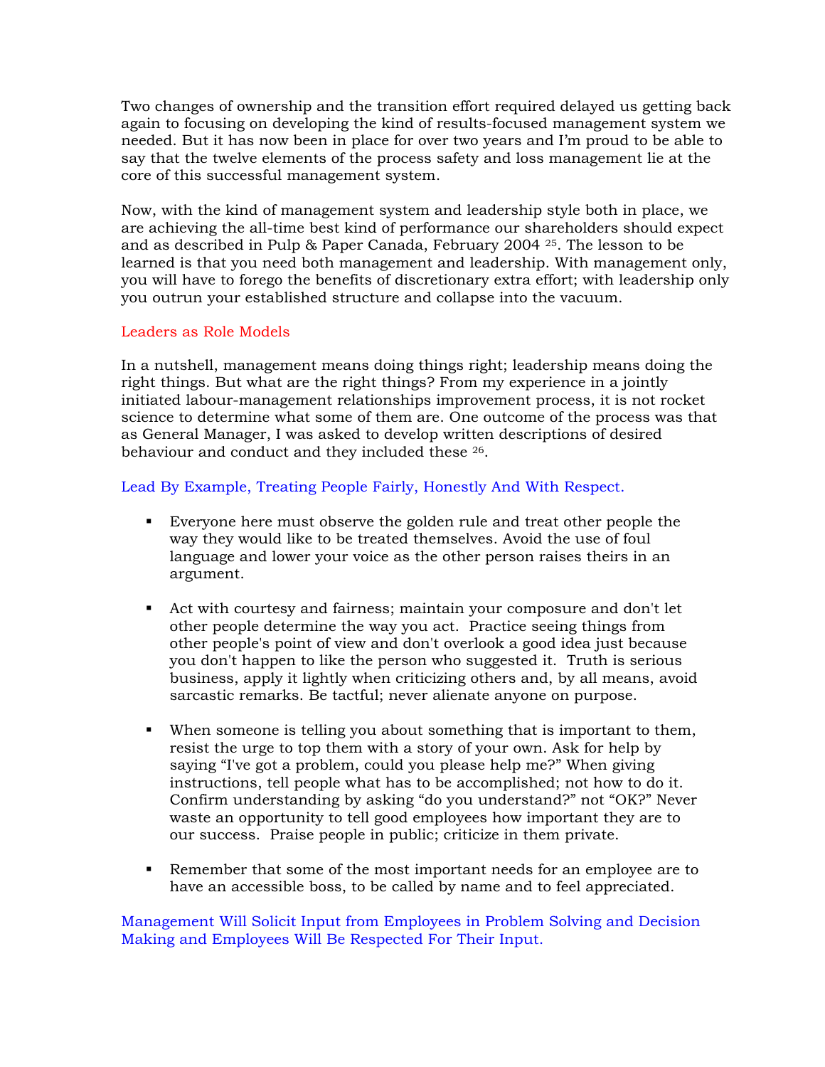Two changes of ownership and the transition effort required delayed us getting back again to focusing on developing the kind of results-focused management system we needed. But it has now been in place for over two years and I'm proud to be able to say that the twelve elements of the process safety and loss management lie at the core of this successful management system.

Now, with the kind of management system and leadership style both in place, we are achieving the all-time best kind of performance our shareholders should expect and as described in Pulp & Paper Canada, February 2004 [25]. The lesson to be learned is that you need both management and leadership. With management only, you will have to forego the benefits of discretionary extra effort; with leadership only you outrun your established structure and collapse into the vacuum.

## Leaders as Role Models

In a nutshell, management means doing things right; leadership means doing the right things. But what are the right things? From my experience in a jointly initiated labour-management relationships improvement process, it is not rocket science to determine what some of them are. One outcome of the process was that as General Manager, I was asked to develop written descriptions of desired behaviour and conduct and they included these [26].

### Lead By Example, Treating People Fairly, Honestly And With Respect.

- Everyone here must observe the golden rule and treat other people the way they would like to be treated themselves. Avoid the use of foul language and lower your voice as the other person raises theirs in an argument.

- Act with courtesy and fairness; maintain your composure and don't let other people determine the way you act. Practice seeing things from other people's point of view and don't overlook a good idea just because you don't happen to like the person who suggested it. Truth is serious business, apply it lightly when criticizing others and, by all means, avoid sarcastic remarks. Be tactful; never alienate anyone on purpose.

- When someone is telling you about something that is important to them, resist the urge to top them with a story of your own. Ask for help by saying "I've got a problem, could you please help me?" When giving instructions, tell people what has to be accomplished; not how to do it. Confirm understanding by asking "do you understand?" not "OK?" Never waste an opportunity to tell good employees how important they are to our success. Praise people in public; criticize in them private.

- Remember that some of the most important needs for an employee are to have an accessible boss, to be called by name and to feel appreciated.

### Management Will Solicit Input from Employees in Problem Solving and Decision Making and Employees Will Be Respected For Their Input.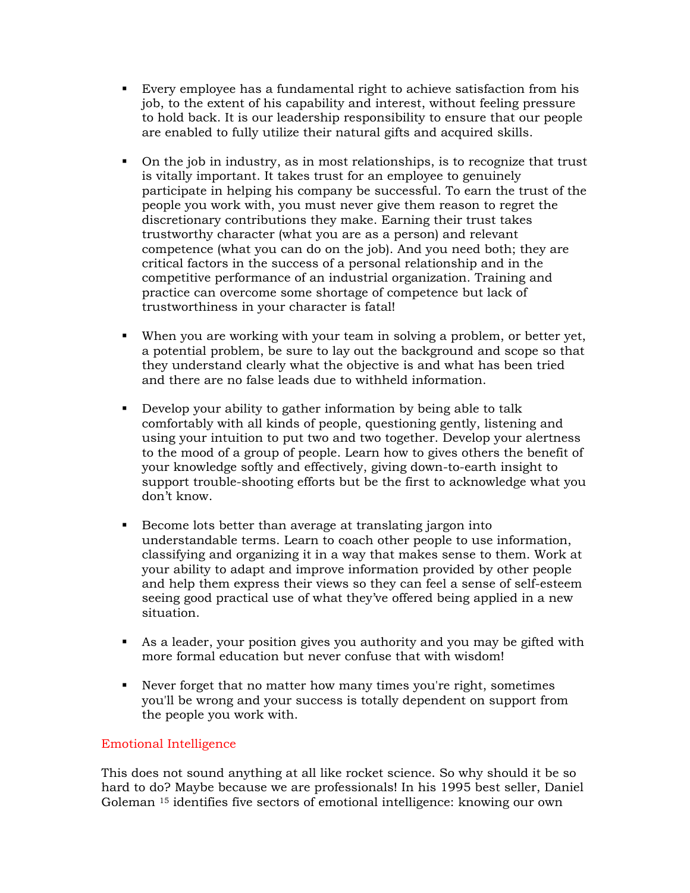- Every employee has a fundamental right to achieve satisfaction from his job, to the extent of his capability and interest, without feeling pressure to hold back. It is our leadership responsibility to ensure that our people are enabled to fully utilize their natural gifts and acquired skills.

- On the job in industry, as in most relationships, is to recognize that trust is vitally important. It takes trust for an employee to genuinely participate in helping his company be successful. To earn the trust of the people you work with, you must never give them reason to regret the discretionary contributions they make. Earning their trust takes trustworthy character (what you are as a person) and relevant competence (what you can do on the job). And you need both; they are critical factors in the success of a personal relationship and in the competitive performance of an industrial organization. Training and practice can overcome some shortage of competence but lack of trustworthiness in your character is fatal!

- When you are working with your team in solving a problem, or better yet, a potential problem, be sure to lay out the background and scope so that they understand clearly what the objective is and what has been tried and there are no false leads due to withheld information.

- Develop your ability to gather information by being able to talk comfortably with all kinds of people, questioning gently, listening and using your intuition to put two and two together. Develop your alertness to the mood of a group of people. Learn how to gives others the benefit of your knowledge softly and effectively, giving down-to-earth insight to support trouble-shooting efforts but be the first to acknowledge what you don't know.

- Become lots better than average at translating jargon into understandable terms. Learn to coach other people to use information, classifying and organizing it in a way that makes sense to them. Work at your ability to adapt and improve information provided by other people and help them express their views so they can feel a sense of self-esteem seeing good practical use of what they've offered being applied in a new situation.

- As a leader, your position gives you authority and you may be gifted with more formal education but never confuse that with wisdom!

- Never forget that no matter how many times you're right, sometimes you'll be wrong and your success is totally dependent on support from the people you work with.

## Emotional Intelligence

This does not sound anything at all like rocket science. So why should it be so hard to do? Maybe because we are professionals! In his 1995 best seller, Daniel Goleman [15] identifies five sectors of emotional intelligence: knowing our own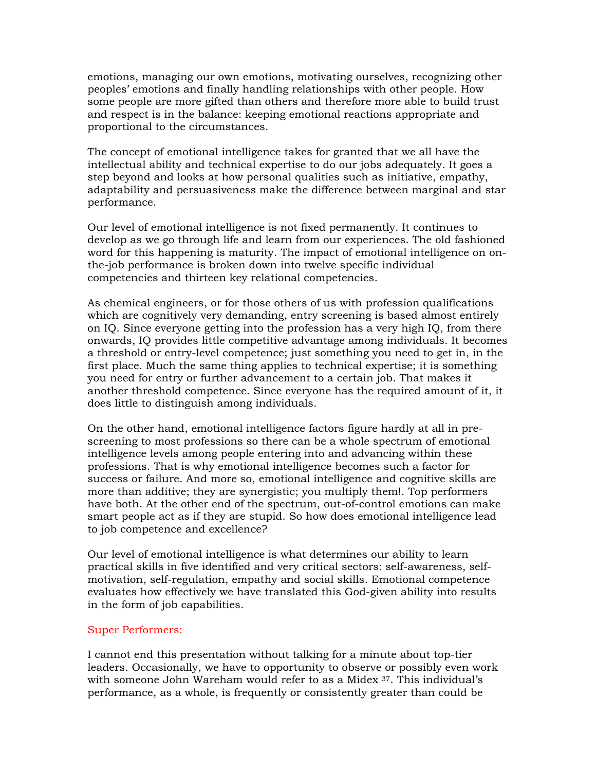emotions, managing our own emotions, motivating ourselves, recognizing other peoples' emotions and finally handling relationships with other people. How some people are more gifted than others and therefore more able to build trust and respect is in the balance: keeping emotional reactions appropriate and proportional to the circumstances.

The concept of emotional intelligence takes for granted that we all have the intellectual ability and technical expertise to do our jobs adequately. It goes a step beyond and looks at how personal qualities such as initiative, empathy, adaptability and persuasiveness make the difference between marginal and star performance.

Our level of emotional intelligence is not fixed permanently. It continues to develop as we go through life and learn from our experiences. The old fashioned word for this happening is maturity. The impact of emotional intelligence on on-the-job performance is broken down into twelve specific individual competencies and thirteen key relational competencies.

As chemical engineers, or for those others of us with profession qualifications which are cognitively very demanding, entry screening is based almost entirely on IQ. Since everyone getting into the profession has a very high IQ, from there onwards, IQ provides little competitive advantage among individuals. It becomes a threshold or entry-level competence; just something you need to get in, in the first place. Much the same thing applies to technical expertise; it is something you need for entry or further advancement to a certain job. That makes it another threshold competence. Since everyone has the required amount of it, it does little to distinguish among individuals.

On the other hand, emotional intelligence factors figure hardly at all in pre-screening to most professions so there can be a whole spectrum of emotional intelligence levels among people entering into and advancing within these professions. That is why emotional intelligence becomes such a factor for success or failure. And more so, emotional intelligence and cognitive skills are more than additive; they are synergistic; you multiply them!. Top performers have both. At the other end of the spectrum, out-of-control emotions can make smart people act as if they are stupid. So how does emotional intelligence lead to job competence and excellence?

Our level of emotional intelligence is what determines our ability to learn practical skills in five identified and very critical sectors: self-awareness, self-motivation, self-regulation, empathy and social skills. Emotional competence evaluates how effectively we have translated this God-given ability into results in the form of job capabilities.

## Super Performers:

I cannot end this presentation without talking for a minute about top-tier leaders. Occasionally, we have to opportunity to observe or possibly even work with someone John Wareham would refer to as a Midex [37]. This individual's performance, as a whole, is frequently or consistently greater than could be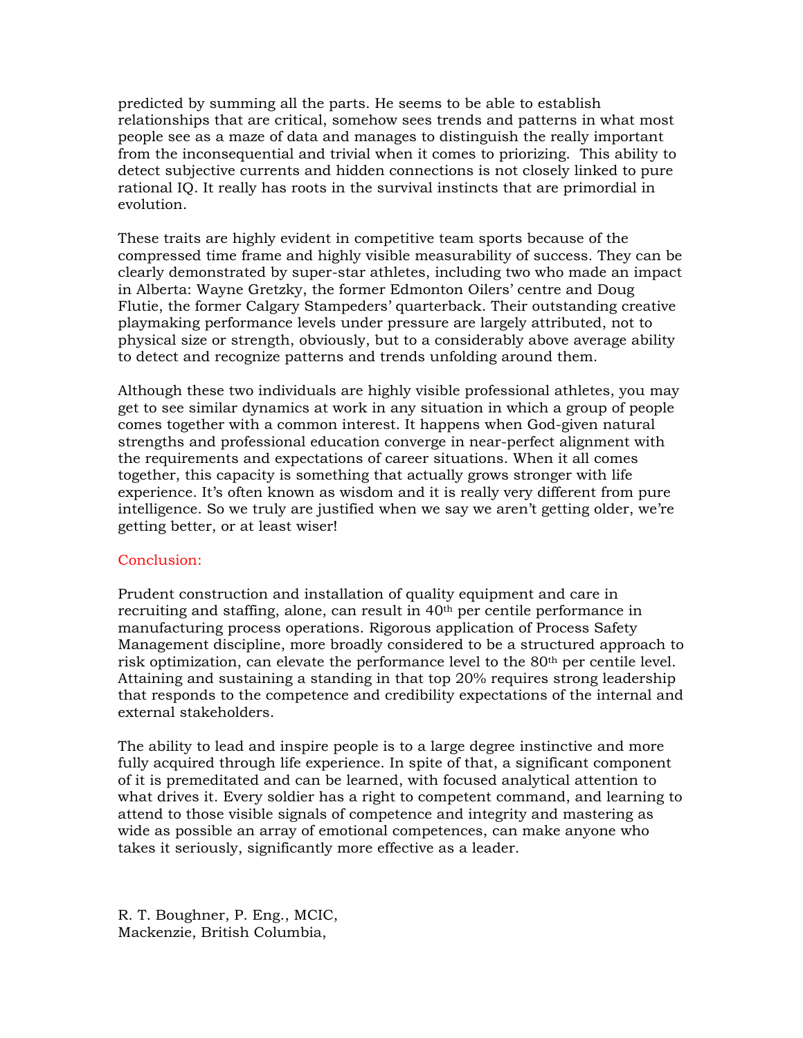predicted by summing all the parts. He seems to be able to establish relationships that are critical, somehow sees trends and patterns in what most people see as a maze of data and manages to distinguish the really important from the inconsequential and trivial when it comes to priorizing. This ability to detect subjective currents and hidden connections is not closely linked to pure rational IQ. It really has roots in the survival instincts that are primordial in evolution.

These traits are highly evident in competitive team sports because of the compressed time frame and highly visible measurability of success. They can be clearly demonstrated by super-star athletes, including two who made an impact in Alberta: Wayne Gretzky, the former Edmonton Oilers' centre and Doug Flutie, the former Calgary Stampeders' quarterback. Their outstanding creative playmaking performance levels under pressure are largely attributed, not to physical size or strength, obviously, but to a considerably above average ability to detect and recognize patterns and trends unfolding around them.

Although these two individuals are highly visible professional athletes, you may get to see similar dynamics at work in any situation in which a group of people comes together with a common interest. It happens when God-given natural strengths and professional education converge in near-perfect alignment with the requirements and expectations of career situations. When it all comes together, this capacity is something that actually grows stronger with life experience. It's often known as wisdom and it is really very different from pure intelligence. So we truly are justified when we say we aren't getting older, we're getting better, or at least wiser!

## Conclusion:

Prudent construction and installation of quality equipment and care in recruiting and staffing, alone, can result in 40th per centile performance in manufacturing process operations. Rigorous application of Process Safety Management discipline, more broadly considered to be a structured approach to risk optimization, can elevate the performance level to the 80th per centile level. Attaining and sustaining a standing in that top 20% requires strong leadership that responds to the competence and credibility expectations of the internal and external stakeholders.

The ability to lead and inspire people is to a large degree instinctive and more fully acquired through life experience. In spite of that, a significant component of it is premeditated and can be learned, with focused analytical attention to what drives it. Every soldier has a right to competent command, and learning to attend to those visible signals of competence and integrity and mastering as wide as possible an array of emotional competences, can make anyone who takes it seriously, significantly more effective as a leader.

R. T. Boughner, P. Eng., MCIC,
Mackenzie, British Columbia,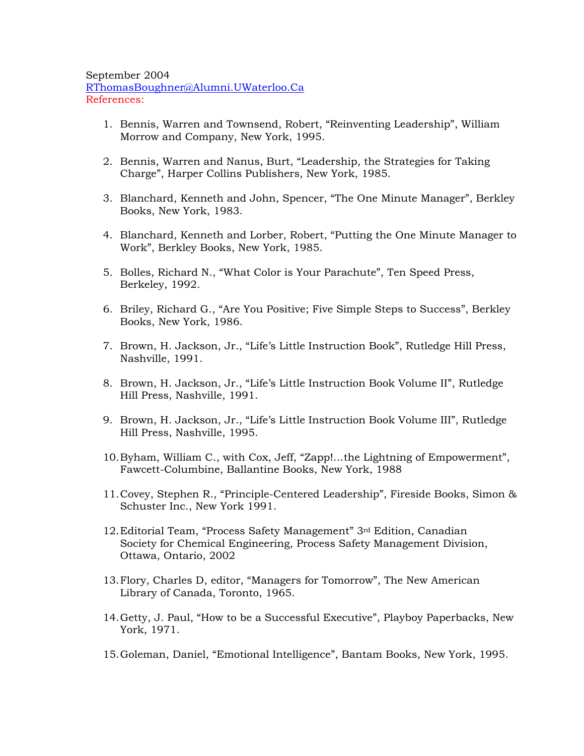September 2004
RThomasBoughner@Alumni.UWaterloo.Ca
References:

1. Bennis, Warren and Townsend, Robert, "Reinventing Leadership", William Morrow and Company, New York, 1995.

2. Bennis, Warren and Nanus, Burt, "Leadership, the Strategies for Taking Charge", Harper Collins Publishers, New York, 1985.

3. Blanchard, Kenneth and John, Spencer, "The One Minute Manager", Berkley Books, New York, 1983.

4. Blanchard, Kenneth and Lorber, Robert, "Putting the One Minute Manager to Work", Berkley Books, New York, 1985.

5. Bolles, Richard N., "What Color is Your Parachute", Ten Speed Press, Berkeley, 1992.

6. Briley, Richard G., "Are You Positive; Five Simple Steps to Success", Berkley Books, New York, 1986.

7. Brown, H. Jackson, Jr., "Life's Little Instruction Book", Rutledge Hill Press, Nashville, 1991.

8. Brown, H. Jackson, Jr., "Life's Little Instruction Book Volume II", Rutledge Hill Press, Nashville, 1991.

9. Brown, H. Jackson, Jr., "Life's Little Instruction Book Volume III", Rutledge Hill Press, Nashville, 1995.

10. Byham, William C., with Cox, Jeff, "Zapp!…the Lightning of Empowerment", Fawcett-Columbine, Ballantine Books, New York, 1988

11. Covey, Stephen R., "Principle-Centered Leadership", Fireside Books, Simon & Schuster Inc., New York 1991.

12. Editorial Team, "Process Safety Management" 3rd Edition, Canadian Society for Chemical Engineering, Process Safety Management Division, Ottawa, Ontario, 2002

13. Flory, Charles D, editor, "Managers for Tomorrow", The New American Library of Canada, Toronto, 1965.

14. Getty, J. Paul, "How to be a Successful Executive", Playboy Paperbacks, New York, 1971.

15. Goleman, Daniel, "Emotional Intelligence", Bantam Books, New York, 1995.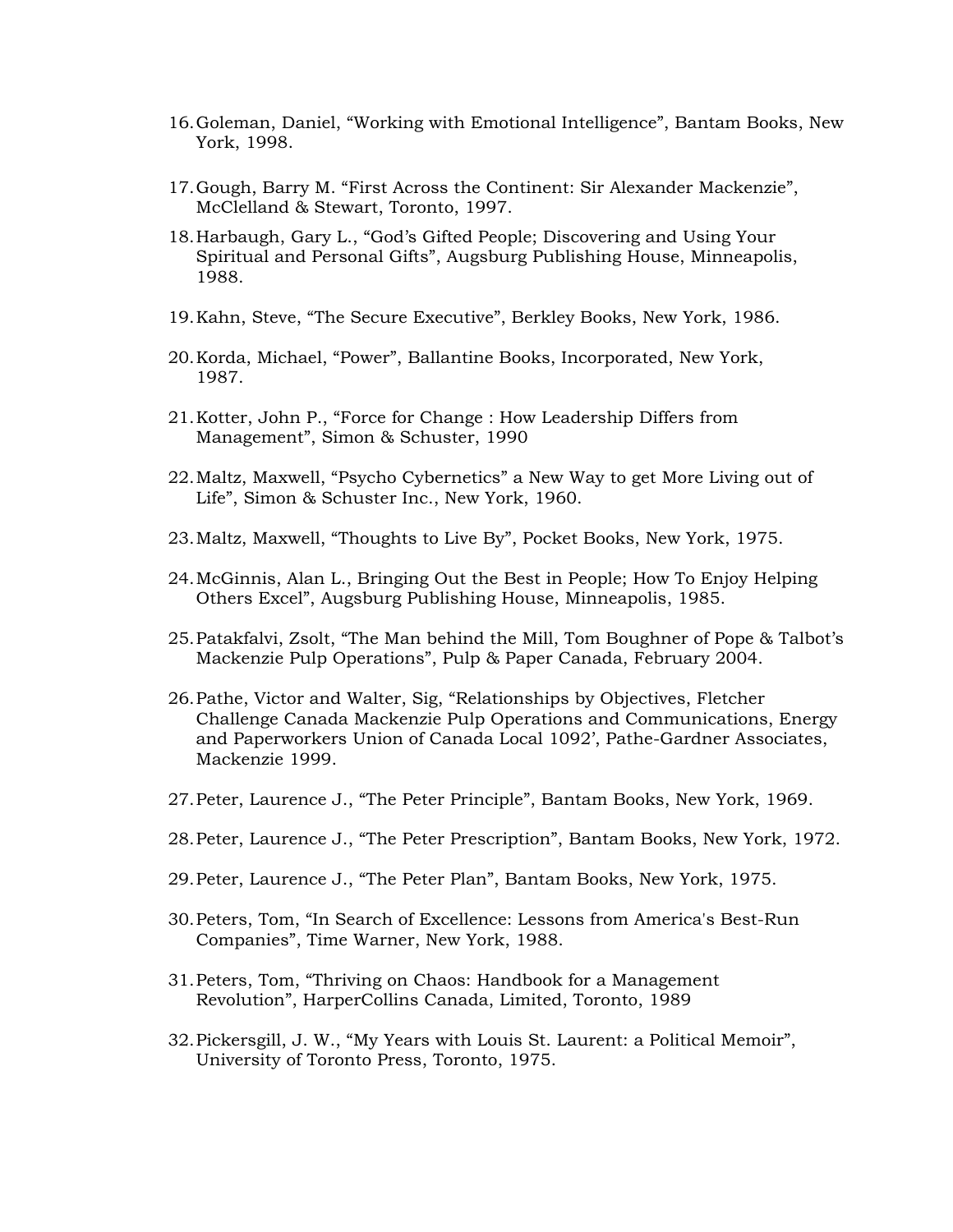16. Goleman, Daniel, “Working with Emotional Intelligence”, Bantam Books, New York, 1998.

17. Gough, Barry M. “First Across the Continent: Sir Alexander Mackenzie”, McClelland & Stewart, Toronto, 1997.

18. Harbaugh, Gary L., “God’s Gifted People; Discovering and Using Your Spiritual and Personal Gifts”, Augsburg Publishing House, Minneapolis, 1988.

19. Kahn, Steve, “The Secure Executive”, Berkley Books, New York, 1986.

20. Korda, Michael, “Power”, Ballantine Books, Incorporated, New York, 1987.

21. Kotter, John P., “Force for Change : How Leadership Differs from Management”, Simon & Schuster, 1990

22. Maltz, Maxwell, “Psycho Cybernetics” a New Way to get More Living out of Life”, Simon & Schuster Inc., New York, 1960.

23. Maltz, Maxwell, “Thoughts to Live By”, Pocket Books, New York, 1975.

24. McGinnis, Alan L., Bringing Out the Best in People; How To Enjoy Helping Others Excel”, Augsburg Publishing House, Minneapolis, 1985.

25. Patakfalvi, Zsolt, “The Man behind the Mill, Tom Boughner of Pope & Talbot’s Mackenzie Pulp Operations”, Pulp & Paper Canada, February 2004.

26. Pathe, Victor and Walter, Sig, “Relationships by Objectives, Fletcher Challenge Canada Mackenzie Pulp Operations and Communications, Energy and Paperworkers Union of Canada Local 1092’, Pathe-Gardner Associates, Mackenzie 1999.

27. Peter, Laurence J., “The Peter Principle”, Bantam Books, New York, 1969.

28. Peter, Laurence J., “The Peter Prescription”, Bantam Books, New York, 1972.

29. Peter, Laurence J., “The Peter Plan”, Bantam Books, New York, 1975.

30. Peters, Tom, “In Search of Excellence: Lessons from America's Best-Run Companies”, Time Warner, New York, 1988.

31. Peters, Tom, “Thriving on Chaos: Handbook for a Management Revolution”, HarperCollins Canada, Limited, Toronto, 1989

32. Pickersgill, J. W., “My Years with Louis St. Laurent: a Political Memoir”, University of Toronto Press, Toronto, 1975.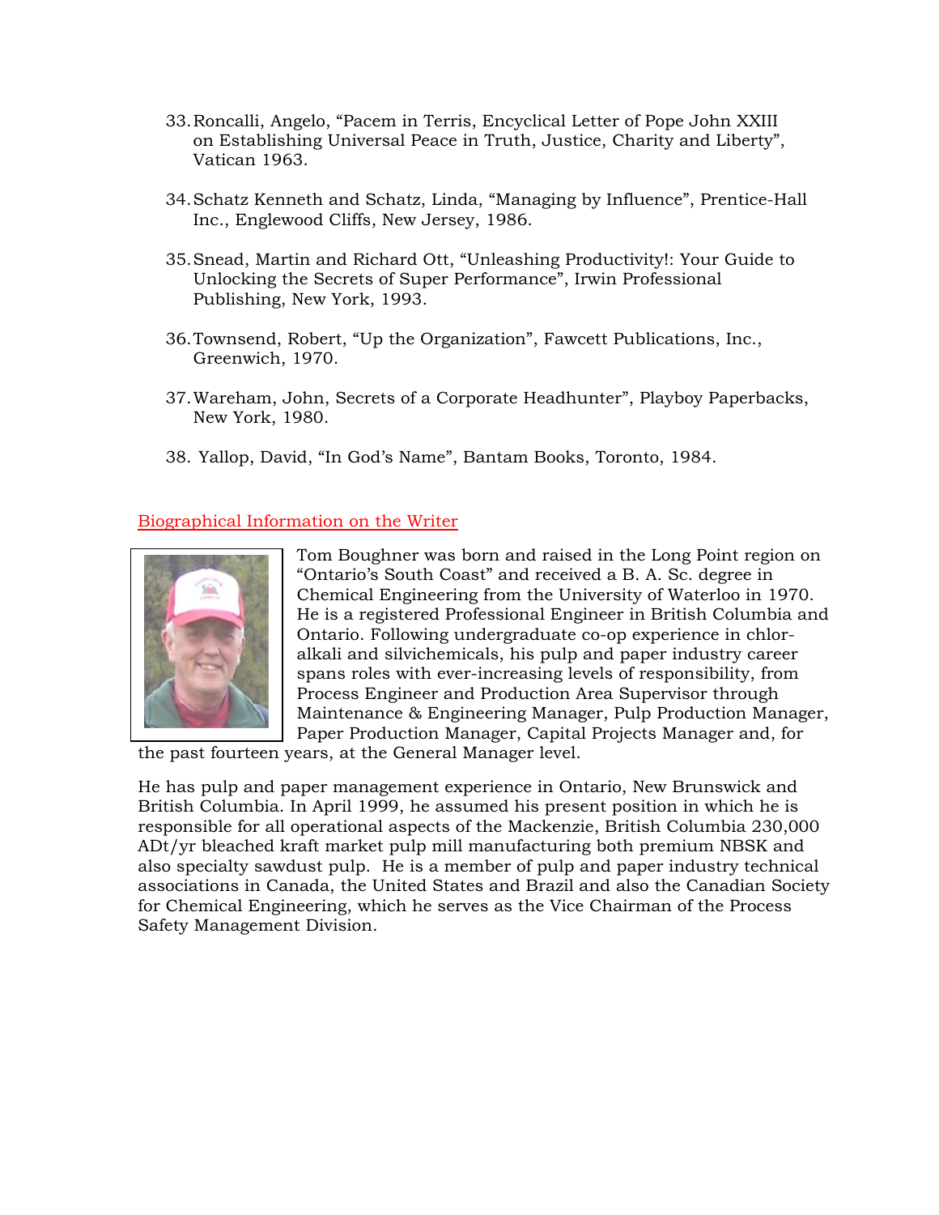33. Roncalli, Angelo, “Pacem in Terris, Encyclical Letter of Pope John XXIII on Establishing Universal Peace in Truth, Justice, Charity and Liberty”, Vatican 1963.

34. Schatz Kenneth and Schatz, Linda, “Managing by Influence”, Prentice-Hall Inc., Englewood Cliffs, New Jersey, 1986.

35. Snead, Martin and Richard Ott, “Unleashing Productivity!: Your Guide to Unlocking the Secrets of Super Performance”, Irwin Professional Publishing, New York, 1993.

36. Townsend, Robert, “Up the Organization”, Fawcett Publications, Inc., Greenwich, 1970.

37. Wareham, John, Secrets of a Corporate Headhunter”, Playboy Paperbacks, New York, 1980.

38. Yallop, David, “In God’s Name”, Bantam Books, Toronto, 1984.

## Biographical Information on the Writer

Tom Boughner was born and raised in the Long Point region on “Ontario’s South Coast” and received a B. A. Sc. degree in Chemical Engineering from the University of Waterloo in 1970. He is a registered Professional Engineer in British Columbia and Ontario. Following undergraduate co-op experience in chlor-alkali and silvichemicals, his pulp and paper industry career spans roles with ever-increasing levels of responsibility, from Process Engineer and Production Area Supervisor through Maintenance & Engineering Manager, Pulp Production Manager, Paper Production Manager, Capital Projects Manager and, for the past fourteen years, at the General Manager level.

He has pulp and paper management experience in Ontario, New Brunswick and British Columbia. In April 1999, he assumed his present position in which he is responsible for all operational aspects of the Mackenzie, British Columbia 230,000 ADt/yr bleached kraft market pulp mill manufacturing both premium NBSK and also specialty sawdust pulp. He is a member of pulp and paper industry technical associations in Canada, the United States and Brazil and also the Canadian Society for Chemical Engineering, which he serves as the Vice Chairman of the Process Safety Management Division.